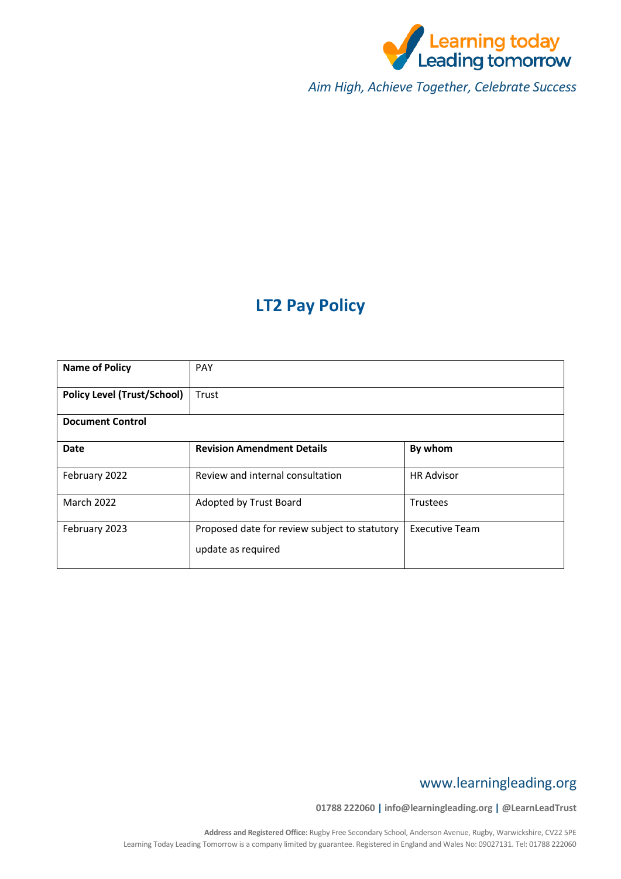Learning today Leading tomorrow

*Aim High, Achieve Together, Celebrate Success*

# LT2 Pay Policy

| **Name of Policy** | PAY | |
|---|---|---|
| **Policy Level (Trust/School)** | Trust | |
| **Document Control** | | |
| **Date** | **Revision Amendment Details** | **By whom** |
| February 2022 | Review and internal consultation | HR Advisor |
| March 2022 | Adopted by Trust Board | Trustees |
| February 2023 | Proposed date for review subject to statutory update as required | Executive Team |

www.learningleading.org

01788 222060 | info@learningleading.org | @LearnLeadTrust

**Address and Registered Office:** Rugby Free Secondary School, Anderson Avenue, Rugby, Warwickshire, CV22 5PE
Learning Today Leading Tomorrow is a company limited by guarantee. Registered in England and Wales No: 09027131. Tel: 01788 222060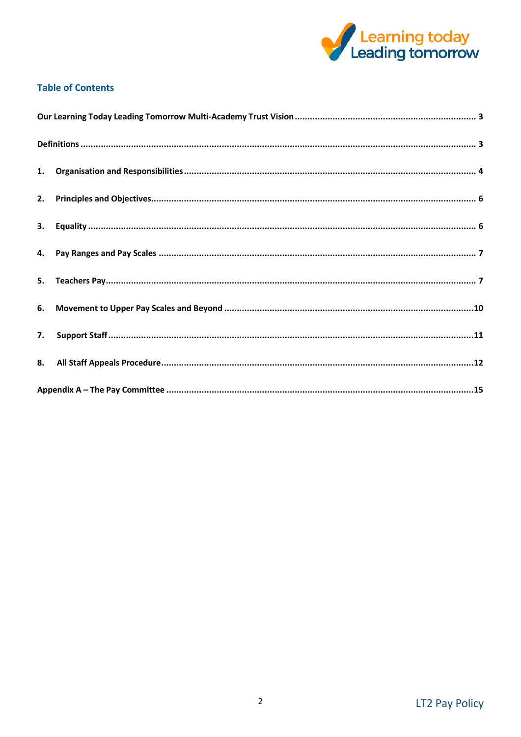## Table of Contents

Our Learning Today Leading Tomorrow Multi-Academy Trust Vision ........ 3

Definitions ........ 3

1. Organisation and Responsibilities ........ 4
2. Principles and Objectives ........ 6
3. Equality ........ 6
4. Pay Ranges and Pay Scales ........ 7
5. Teachers Pay ........ 7
6. Movement to Upper Pay Scales and Beyond ........ 10
7. Support Staff ........ 11
8. All Staff Appeals Procedure ........ 12

Appendix A – The Pay Committee ........ 15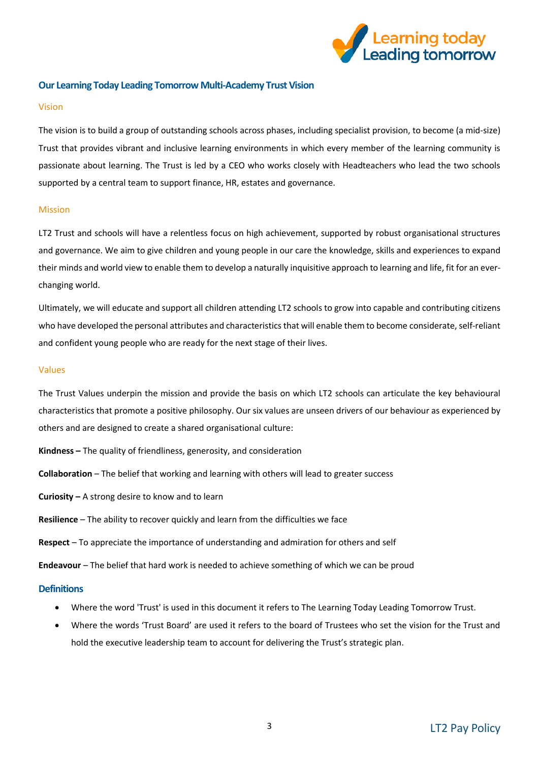## Our Learning Today Leading Tomorrow Multi-Academy Trust Vision

### Vision

The vision is to build a group of outstanding schools across phases, including specialist provision, to become (a mid-size) Trust that provides vibrant and inclusive learning environments in which every member of the learning community is passionate about learning. The Trust is led by a CEO who works closely with Headteachers who lead the two schools supported by a central team to support finance, HR, estates and governance.

### Mission

LT2 Trust and schools will have a relentless focus on high achievement, supported by robust organisational structures and governance. We aim to give children and young people in our care the knowledge, skills and experiences to expand their minds and world view to enable them to develop a naturally inquisitive approach to learning and life, fit for an ever-changing world.

Ultimately, we will educate and support all children attending LT2 schools to grow into capable and contributing citizens who have developed the personal attributes and characteristics that will enable them to become considerate, self-reliant and confident young people who are ready for the next stage of their lives.

### Values

The Trust Values underpin the mission and provide the basis on which LT2 schools can articulate the key behavioural characteristics that promote a positive philosophy. Our six values are unseen drivers of our behaviour as experienced by others and are designed to create a shared organisational culture:

**Kindness –** The quality of friendliness, generosity, and consideration

**Collaboration** – The belief that working and learning with others will lead to greater success

**Curiosity –** A strong desire to know and to learn

**Resilience** – The ability to recover quickly and learn from the difficulties we face

**Respect** – To appreciate the importance of understanding and admiration for others and self

**Endeavour** – The belief that hard work is needed to achieve something of which we can be proud

## Definitions

- Where the word 'Trust' is used in this document it refers to The Learning Today Leading Tomorrow Trust.
- Where the words 'Trust Board' are used it refers to the board of Trustees who set the vision for the Trust and hold the executive leadership team to account for delivering the Trust's strategic plan.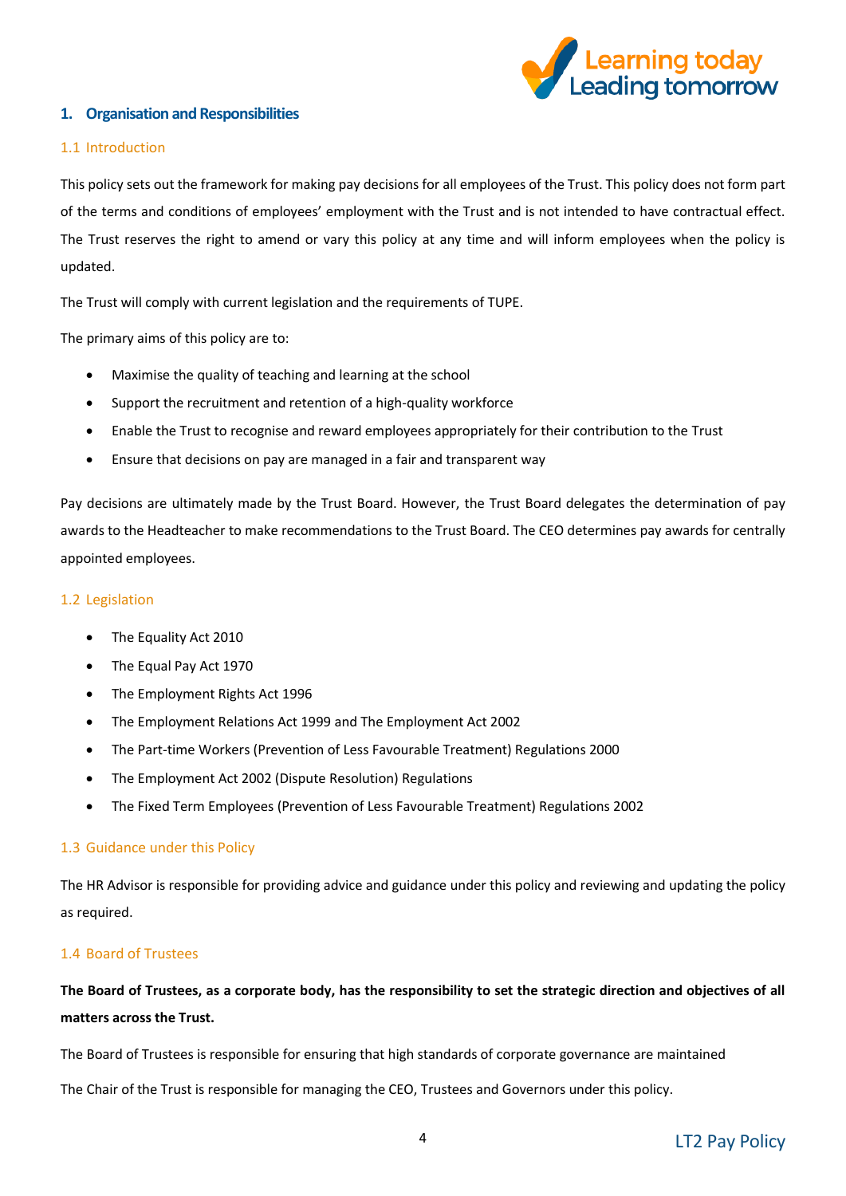## 1. Organisation and Responsibilities

### 1.1 Introduction

This policy sets out the framework for making pay decisions for all employees of the Trust. This policy does not form part of the terms and conditions of employees' employment with the Trust and is not intended to have contractual effect. The Trust reserves the right to amend or vary this policy at any time and will inform employees when the policy is updated.

The Trust will comply with current legislation and the requirements of TUPE.

The primary aims of this policy are to:

- Maximise the quality of teaching and learning at the school
- Support the recruitment and retention of a high-quality workforce
- Enable the Trust to recognise and reward employees appropriately for their contribution to the Trust
- Ensure that decisions on pay are managed in a fair and transparent way

Pay decisions are ultimately made by the Trust Board. However, the Trust Board delegates the determination of pay awards to the Headteacher to make recommendations to the Trust Board. The CEO determines pay awards for centrally appointed employees.

### 1.2 Legislation

- The Equality Act 2010
- The Equal Pay Act 1970
- The Employment Rights Act 1996
- The Employment Relations Act 1999 and The Employment Act 2002
- The Part-time Workers (Prevention of Less Favourable Treatment) Regulations 2000
- The Employment Act 2002 (Dispute Resolution) Regulations
- The Fixed Term Employees (Prevention of Less Favourable Treatment) Regulations 2002

### 1.3 Guidance under this Policy

The HR Advisor is responsible for providing advice and guidance under this policy and reviewing and updating the policy as required.

### 1.4 Board of Trustees

**The Board of Trustees, as a corporate body, has the responsibility to set the strategic direction and objectives of all matters across the Trust.**

The Board of Trustees is responsible for ensuring that high standards of corporate governance are maintained

The Chair of the Trust is responsible for managing the CEO, Trustees and Governors under this policy.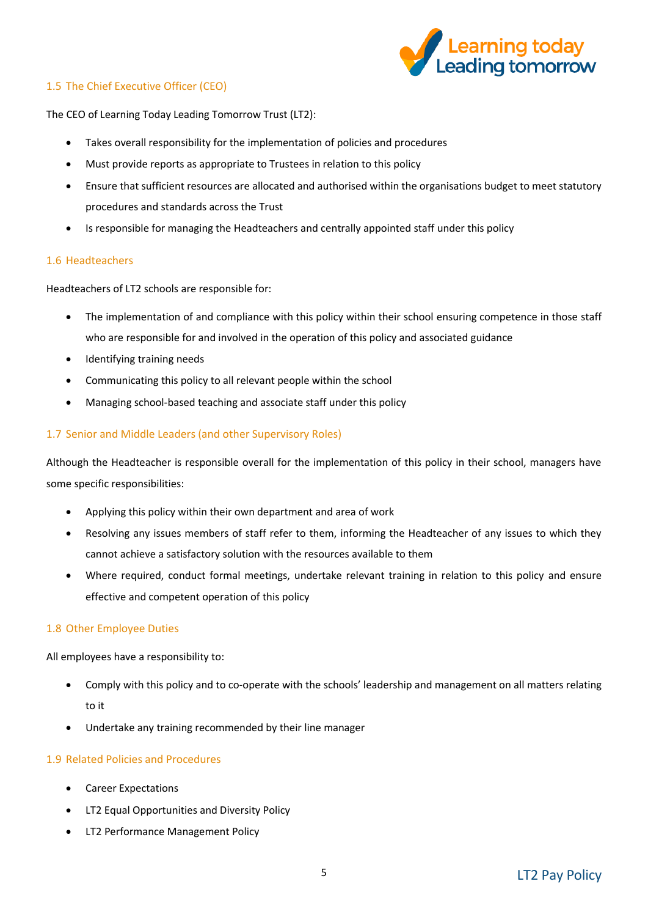### 1.5 The Chief Executive Officer (CEO)

The CEO of Learning Today Leading Tomorrow Trust (LT2):

- Takes overall responsibility for the implementation of policies and procedures
- Must provide reports as appropriate to Trustees in relation to this policy
- Ensure that sufficient resources are allocated and authorised within the organisations budget to meet statutory procedures and standards across the Trust
- Is responsible for managing the Headteachers and centrally appointed staff under this policy

### 1.6 Headteachers

Headteachers of LT2 schools are responsible for:

- The implementation of and compliance with this policy within their school ensuring competence in those staff who are responsible for and involved in the operation of this policy and associated guidance
- Identifying training needs
- Communicating this policy to all relevant people within the school
- Managing school-based teaching and associate staff under this policy

### 1.7 Senior and Middle Leaders (and other Supervisory Roles)

Although the Headteacher is responsible overall for the implementation of this policy in their school, managers have some specific responsibilities:

- Applying this policy within their own department and area of work
- Resolving any issues members of staff refer to them, informing the Headteacher of any issues to which they cannot achieve a satisfactory solution with the resources available to them
- Where required, conduct formal meetings, undertake relevant training in relation to this policy and ensure effective and competent operation of this policy

### 1.8 Other Employee Duties

All employees have a responsibility to:

- Comply with this policy and to co-operate with the schools' leadership and management on all matters relating to it
- Undertake any training recommended by their line manager

### 1.9 Related Policies and Procedures

- Career Expectations
- LT2 Equal Opportunities and Diversity Policy
- LT2 Performance Management Policy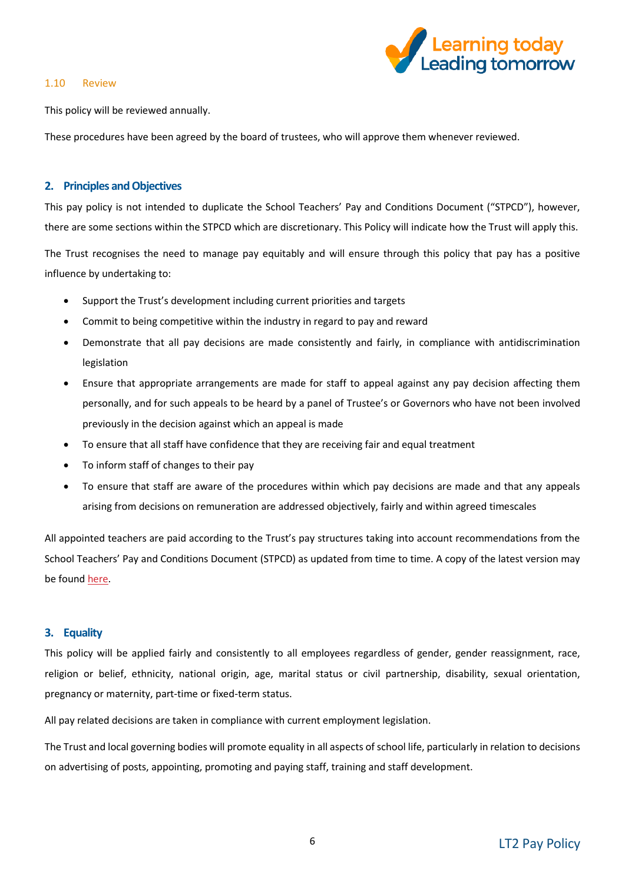### 1.10 Review

This policy will be reviewed annually.

These procedures have been agreed by the board of trustees, who will approve them whenever reviewed.

## 2. Principles and Objectives

This pay policy is not intended to duplicate the School Teachers' Pay and Conditions Document ("STPCD"), however, there are some sections within the STPCD which are discretionary. This Policy will indicate how the Trust will apply this.

The Trust recognises the need to manage pay equitably and will ensure through this policy that pay has a positive influence by undertaking to:

- Support the Trust's development including current priorities and targets
- Commit to being competitive within the industry in regard to pay and reward
- Demonstrate that all pay decisions are made consistently and fairly, in compliance with antidiscrimination legislation
- Ensure that appropriate arrangements are made for staff to appeal against any pay decision affecting them personally, and for such appeals to be heard by a panel of Trustee's or Governors who have not been involved previously in the decision against which an appeal is made
- To ensure that all staff have confidence that they are receiving fair and equal treatment
- To inform staff of changes to their pay
- To ensure that staff are aware of the procedures within which pay decisions are made and that any appeals arising from decisions on remuneration are addressed objectively, fairly and within agreed timescales

All appointed teachers are paid according to the Trust's pay structures taking into account recommendations from the School Teachers' Pay and Conditions Document (STPCD) as updated from time to time. A copy of the latest version may be found here.

## 3. Equality

This policy will be applied fairly and consistently to all employees regardless of gender, gender reassignment, race, religion or belief, ethnicity, national origin, age, marital status or civil partnership, disability, sexual orientation, pregnancy or maternity, part-time or fixed-term status.

All pay related decisions are taken in compliance with current employment legislation.

The Trust and local governing bodies will promote equality in all aspects of school life, particularly in relation to decisions on advertising of posts, appointing, promoting and paying staff, training and staff development.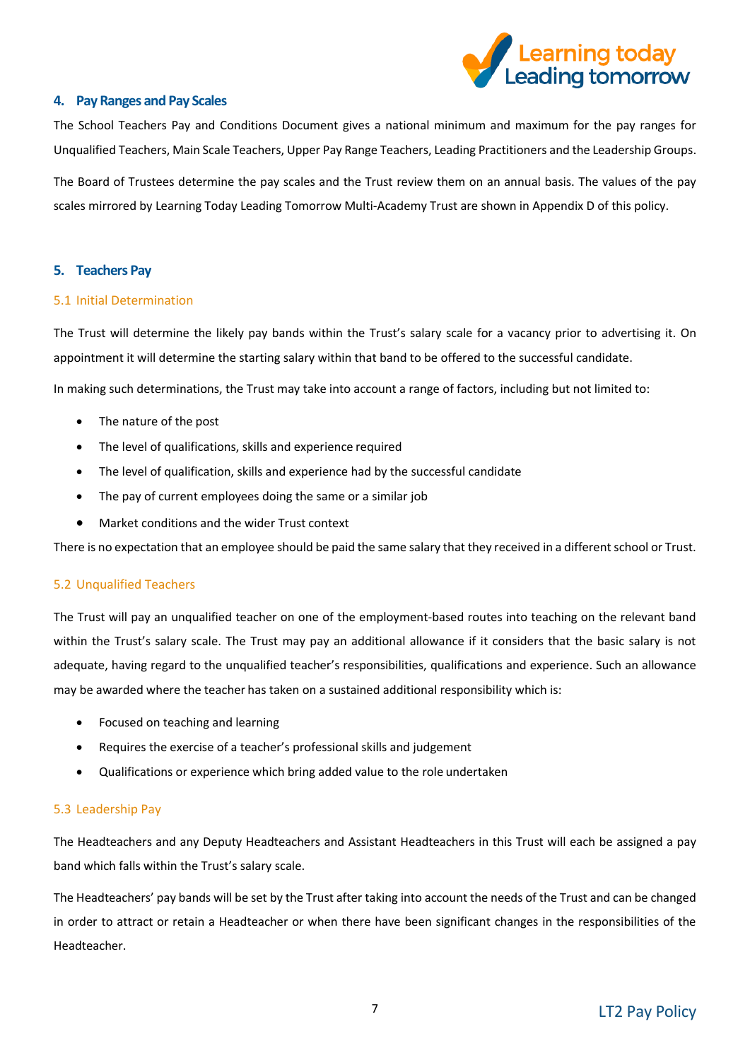## 4. Pay Ranges and Pay Scales

The School Teachers Pay and Conditions Document gives a national minimum and maximum for the pay ranges for Unqualified Teachers, Main Scale Teachers, Upper Pay Range Teachers, Leading Practitioners and the Leadership Groups.

The Board of Trustees determine the pay scales and the Trust review them on an annual basis. The values of the pay scales mirrored by Learning Today Leading Tomorrow Multi-Academy Trust are shown in Appendix D of this policy.

## 5. Teachers Pay

### 5.1 Initial Determination

The Trust will determine the likely pay bands within the Trust's salary scale for a vacancy prior to advertising it. On appointment it will determine the starting salary within that band to be offered to the successful candidate.

In making such determinations, the Trust may take into account a range of factors, including but not limited to:

- The nature of the post
- The level of qualifications, skills and experience required
- The level of qualification, skills and experience had by the successful candidate
- The pay of current employees doing the same or a similar job
- Market conditions and the wider Trust context

There is no expectation that an employee should be paid the same salary that they received in a different school or Trust.

### 5.2 Unqualified Teachers

The Trust will pay an unqualified teacher on one of the employment-based routes into teaching on the relevant band within the Trust's salary scale. The Trust may pay an additional allowance if it considers that the basic salary is not adequate, having regard to the unqualified teacher's responsibilities, qualifications and experience. Such an allowance may be awarded where the teacher has taken on a sustained additional responsibility which is:

- Focused on teaching and learning
- Requires the exercise of a teacher's professional skills and judgement
- Qualifications or experience which bring added value to the role undertaken

### 5.3 Leadership Pay

The Headteachers and any Deputy Headteachers and Assistant Headteachers in this Trust will each be assigned a pay band which falls within the Trust's salary scale.

The Headteachers' pay bands will be set by the Trust after taking into account the needs of the Trust and can be changed in order to attract or retain a Headteacher or when there have been significant changes in the responsibilities of the Headteacher.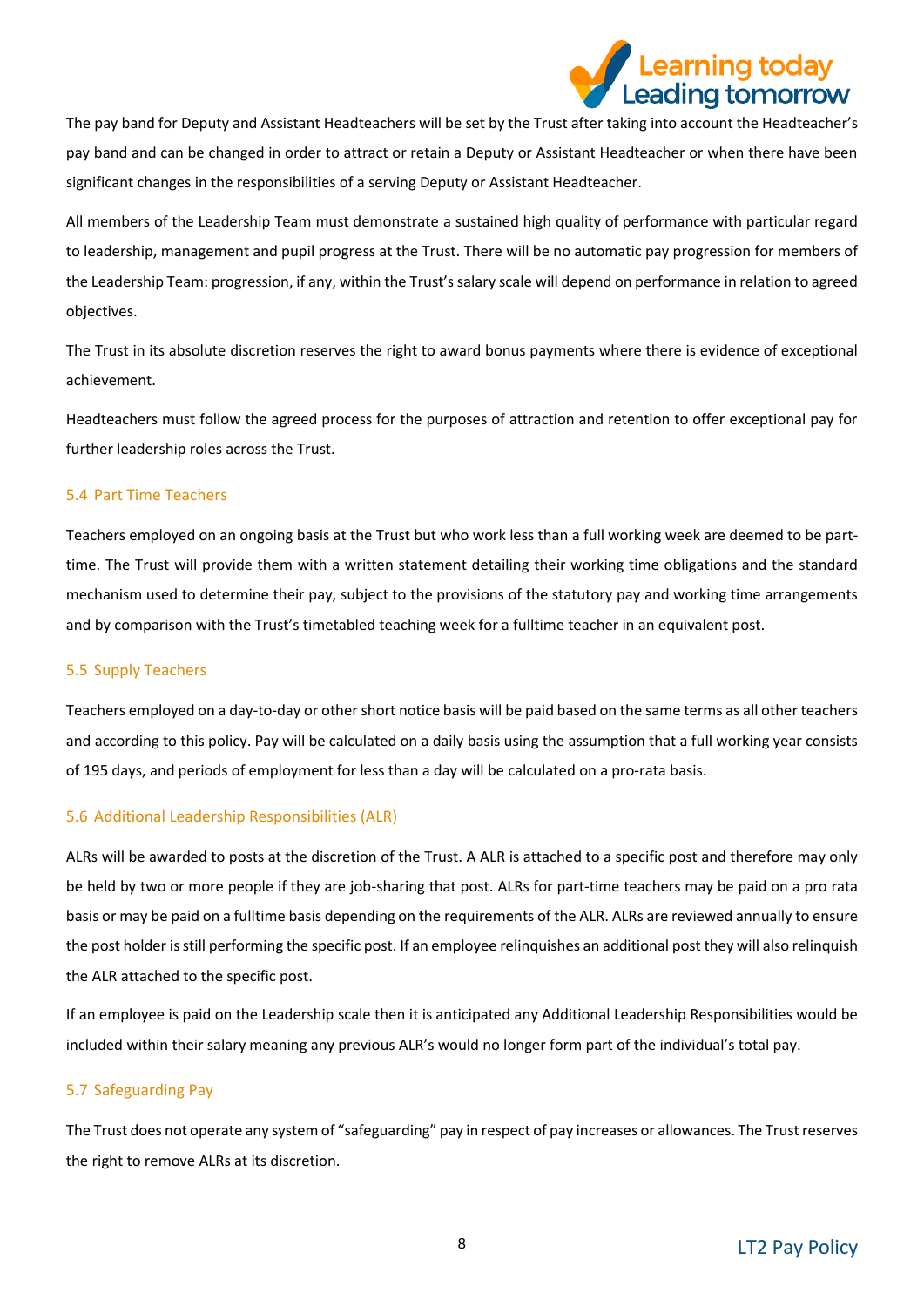The pay band for Deputy and Assistant Headteachers will be set by the Trust after taking into account the Headteacher's pay band and can be changed in order to attract or retain a Deputy or Assistant Headteacher or when there have been significant changes in the responsibilities of a serving Deputy or Assistant Headteacher.

All members of the Leadership Team must demonstrate a sustained high quality of performance with particular regard to leadership, management and pupil progress at the Trust. There will be no automatic pay progression for members of the Leadership Team: progression, if any, within the Trust's salary scale will depend on performance in relation to agreed objectives.

The Trust in its absolute discretion reserves the right to award bonus payments where there is evidence of exceptional achievement.

Headteachers must follow the agreed process for the purposes of attraction and retention to offer exceptional pay for further leadership roles across the Trust.

### 5.4 Part Time Teachers

Teachers employed on an ongoing basis at the Trust but who work less than a full working week are deemed to be part-time. The Trust will provide them with a written statement detailing their working time obligations and the standard mechanism used to determine their pay, subject to the provisions of the statutory pay and working time arrangements and by comparison with the Trust's timetabled teaching week for a fulltime teacher in an equivalent post.

### 5.5 Supply Teachers

Teachers employed on a day-to-day or other short notice basis will be paid based on the same terms as all other teachers and according to this policy. Pay will be calculated on a daily basis using the assumption that a full working year consists of 195 days, and periods of employment for less than a day will be calculated on a pro-rata basis.

### 5.6 Additional Leadership Responsibilities (ALR)

ALRs will be awarded to posts at the discretion of the Trust. A ALR is attached to a specific post and therefore may only be held by two or more people if they are job-sharing that post. ALRs for part-time teachers may be paid on a pro rata basis or may be paid on a fulltime basis depending on the requirements of the ALR. ALRs are reviewed annually to ensure the post holder is still performing the specific post. If an employee relinquishes an additional post they will also relinquish the ALR attached to the specific post.

If an employee is paid on the Leadership scale then it is anticipated any Additional Leadership Responsibilities would be included within their salary meaning any previous ALR's would no longer form part of the individual's total pay.

### 5.7 Safeguarding Pay

The Trust does not operate any system of "safeguarding" pay in respect of pay increases or allowances. The Trust reserves the right to remove ALRs at its discretion.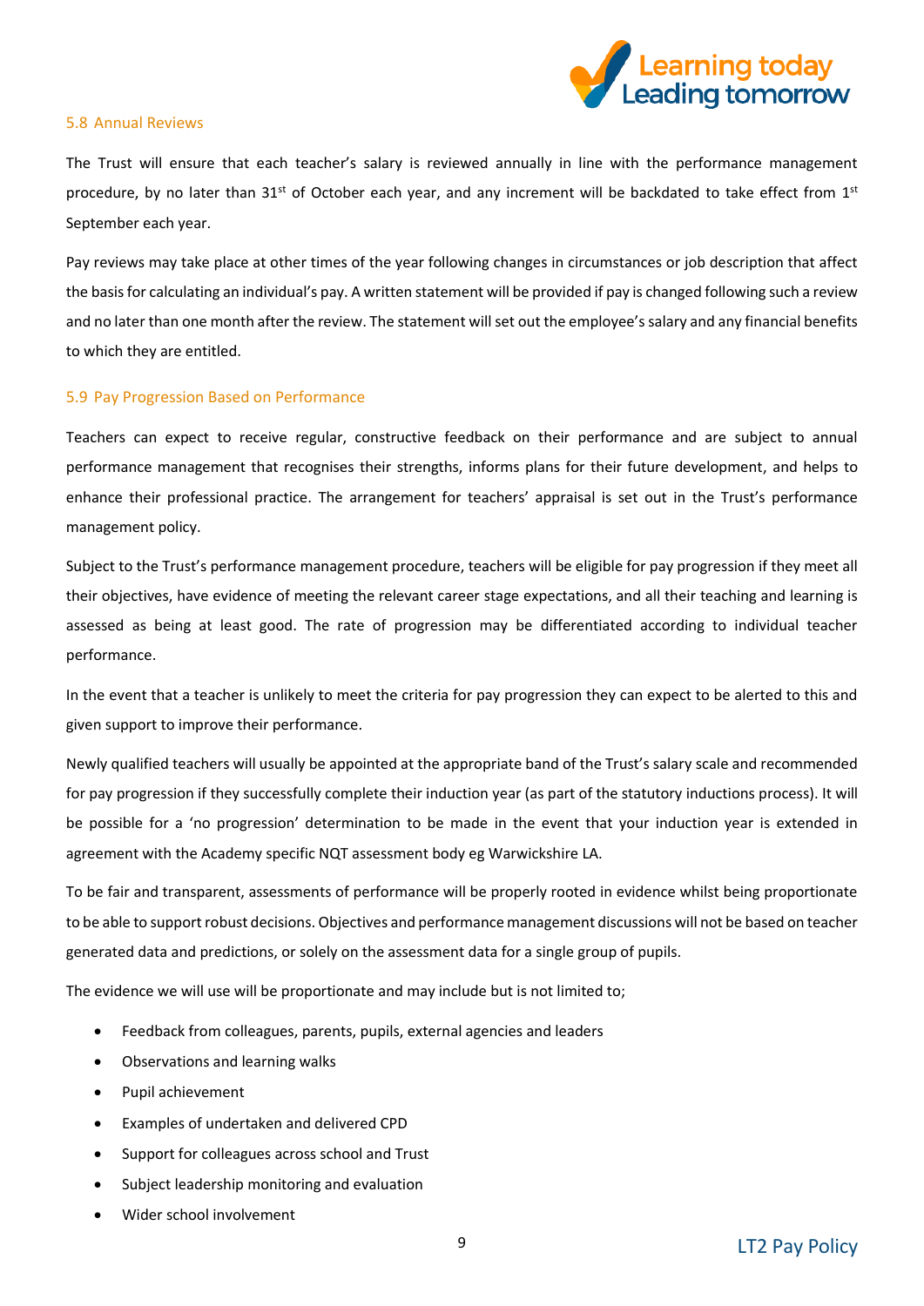### 5.8 Annual Reviews

The Trust will ensure that each teacher's salary is reviewed annually in line with the performance management procedure, by no later than 31st of October each year, and any increment will be backdated to take effect from 1st September each year.

Pay reviews may take place at other times of the year following changes in circumstances or job description that affect the basis for calculating an individual's pay. A written statement will be provided if pay is changed following such a review and no later than one month after the review. The statement will set out the employee's salary and any financial benefits to which they are entitled.

### 5.9 Pay Progression Based on Performance

Teachers can expect to receive regular, constructive feedback on their performance and are subject to annual performance management that recognises their strengths, informs plans for their future development, and helps to enhance their professional practice. The arrangement for teachers' appraisal is set out in the Trust's performance management policy.

Subject to the Trust's performance management procedure, teachers will be eligible for pay progression if they meet all their objectives, have evidence of meeting the relevant career stage expectations, and all their teaching and learning is assessed as being at least good. The rate of progression may be differentiated according to individual teacher performance.

In the event that a teacher is unlikely to meet the criteria for pay progression they can expect to be alerted to this and given support to improve their performance.

Newly qualified teachers will usually be appointed at the appropriate band of the Trust's salary scale and recommended for pay progression if they successfully complete their induction year (as part of the statutory inductions process). It will be possible for a 'no progression' determination to be made in the event that your induction year is extended in agreement with the Academy specific NQT assessment body eg Warwickshire LA.

To be fair and transparent, assessments of performance will be properly rooted in evidence whilst being proportionate to be able to support robust decisions. Objectives and performance management discussions will not be based on teacher generated data and predictions, or solely on the assessment data for a single group of pupils.

The evidence we will use will be proportionate and may include but is not limited to;

- Feedback from colleagues, parents, pupils, external agencies and leaders
- Observations and learning walks
- Pupil achievement
- Examples of undertaken and delivered CPD
- Support for colleagues across school and Trust
- Subject leadership monitoring and evaluation
- Wider school involvement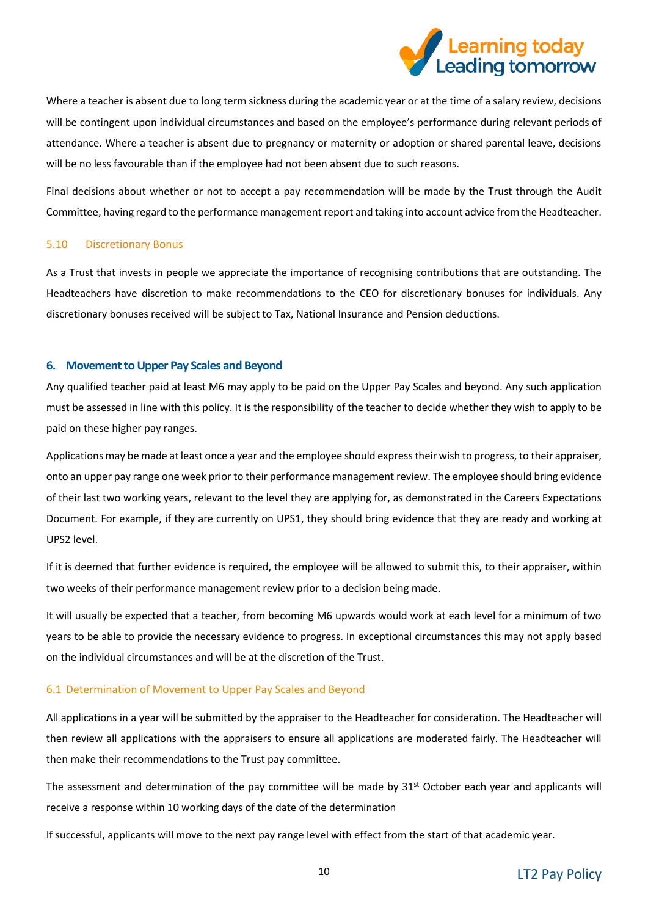Where a teacher is absent due to long term sickness during the academic year or at the time of a salary review, decisions will be contingent upon individual circumstances and based on the employee's performance during relevant periods of attendance. Where a teacher is absent due to pregnancy or maternity or adoption or shared parental leave, decisions will be no less favourable than if the employee had not been absent due to such reasons.

Final decisions about whether or not to accept a pay recommendation will be made by the Trust through the Audit Committee, having regard to the performance management report and taking into account advice from the Headteacher.

### 5.10 Discretionary Bonus

As a Trust that invests in people we appreciate the importance of recognising contributions that are outstanding. The Headteachers have discretion to make recommendations to the CEO for discretionary bonuses for individuals. Any discretionary bonuses received will be subject to Tax, National Insurance and Pension deductions.

## 6. Movement to Upper Pay Scales and Beyond

Any qualified teacher paid at least M6 may apply to be paid on the Upper Pay Scales and beyond. Any such application must be assessed in line with this policy. It is the responsibility of the teacher to decide whether they wish to apply to be paid on these higher pay ranges.

Applications may be made at least once a year and the employee should express their wish to progress, to their appraiser, onto an upper pay range one week prior to their performance management review. The employee should bring evidence of their last two working years, relevant to the level they are applying for, as demonstrated in the Careers Expectations Document. For example, if they are currently on UPS1, they should bring evidence that they are ready and working at UPS2 level.

If it is deemed that further evidence is required, the employee will be allowed to submit this, to their appraiser, within two weeks of their performance management review prior to a decision being made.

It will usually be expected that a teacher, from becoming M6 upwards would work at each level for a minimum of two years to be able to provide the necessary evidence to progress. In exceptional circumstances this may not apply based on the individual circumstances and will be at the discretion of the Trust.

### 6.1 Determination of Movement to Upper Pay Scales and Beyond

All applications in a year will be submitted by the appraiser to the Headteacher for consideration. The Headteacher will then review all applications with the appraisers to ensure all applications are moderated fairly. The Headteacher will then make their recommendations to the Trust pay committee.

The assessment and determination of the pay committee will be made by 31st October each year and applicants will receive a response within 10 working days of the date of the determination

If successful, applicants will move to the next pay range level with effect from the start of that academic year.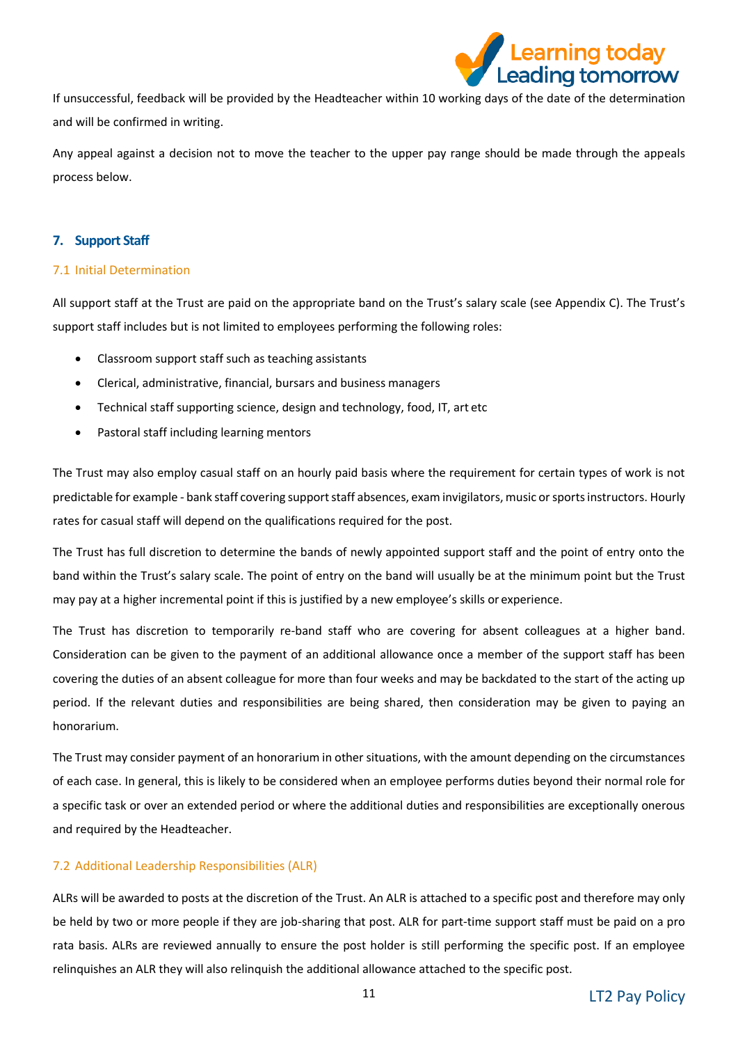If unsuccessful, feedback will be provided by the Headteacher within 10 working days of the date of the determination and will be confirmed in writing.

Any appeal against a decision not to move the teacher to the upper pay range should be made through the appeals process below.

## 7. Support Staff

### 7.1 Initial Determination

All support staff at the Trust are paid on the appropriate band on the Trust's salary scale (see Appendix C). The Trust's support staff includes but is not limited to employees performing the following roles:

- Classroom support staff such as teaching assistants
- Clerical, administrative, financial, bursars and business managers
- Technical staff supporting science, design and technology, food, IT, art etc
- Pastoral staff including learning mentors

The Trust may also employ casual staff on an hourly paid basis where the requirement for certain types of work is not predictable for example - bank staff covering support staff absences, exam invigilators, music or sports instructors. Hourly rates for casual staff will depend on the qualifications required for the post.

The Trust has full discretion to determine the bands of newly appointed support staff and the point of entry onto the band within the Trust's salary scale. The point of entry on the band will usually be at the minimum point but the Trust may pay at a higher incremental point if this is justified by a new employee's skills or experience.

The Trust has discretion to temporarily re-band staff who are covering for absent colleagues at a higher band. Consideration can be given to the payment of an additional allowance once a member of the support staff has been covering the duties of an absent colleague for more than four weeks and may be backdated to the start of the acting up period. If the relevant duties and responsibilities are being shared, then consideration may be given to paying an honorarium.

The Trust may consider payment of an honorarium in other situations, with the amount depending on the circumstances of each case. In general, this is likely to be considered when an employee performs duties beyond their normal role for a specific task or over an extended period or where the additional duties and responsibilities are exceptionally onerous and required by the Headteacher.

### 7.2 Additional Leadership Responsibilities (ALR)

ALRs will be awarded to posts at the discretion of the Trust. An ALR is attached to a specific post and therefore may only be held by two or more people if they are job-sharing that post. ALR for part-time support staff must be paid on a pro rata basis. ALRs are reviewed annually to ensure the post holder is still performing the specific post. If an employee relinquishes an ALR they will also relinquish the additional allowance attached to the specific post.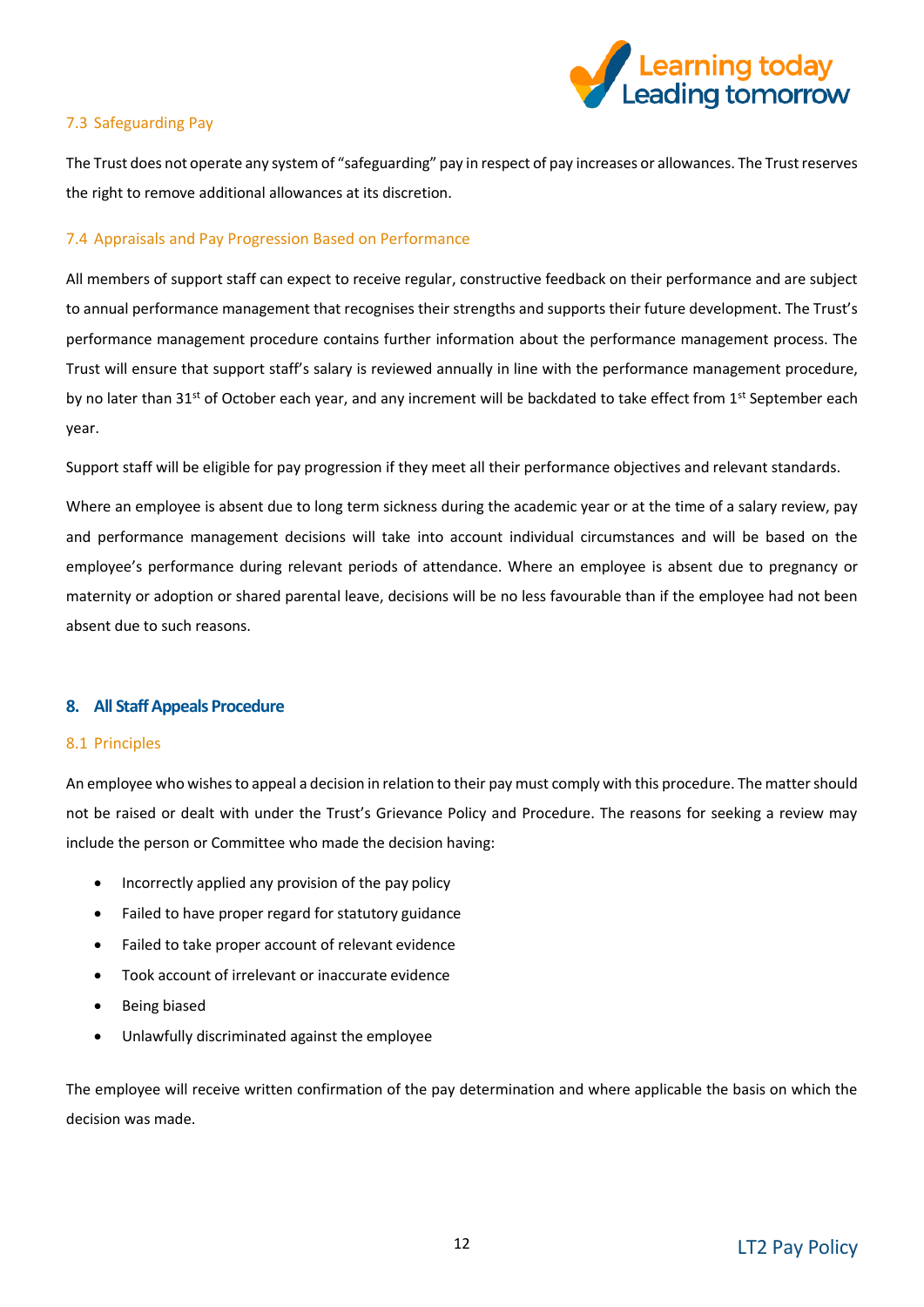### 7.3 Safeguarding Pay

The Trust does not operate any system of "safeguarding" pay in respect of pay increases or allowances. The Trust reserves the right to remove additional allowances at its discretion.

### 7.4 Appraisals and Pay Progression Based on Performance

All members of support staff can expect to receive regular, constructive feedback on their performance and are subject to annual performance management that recognises their strengths and supports their future development. The Trust's performance management procedure contains further information about the performance management process. The Trust will ensure that support staff's salary is reviewed annually in line with the performance management procedure, by no later than 31st of October each year, and any increment will be backdated to take effect from 1st September each year.

Support staff will be eligible for pay progression if they meet all their performance objectives and relevant standards.

Where an employee is absent due to long term sickness during the academic year or at the time of a salary review, pay and performance management decisions will take into account individual circumstances and will be based on the employee's performance during relevant periods of attendance. Where an employee is absent due to pregnancy or maternity or adoption or shared parental leave, decisions will be no less favourable than if the employee had not been absent due to such reasons.

## 8. All Staff Appeals Procedure

### 8.1 Principles

An employee who wishes to appeal a decision in relation to their pay must comply with this procedure. The matter should not be raised or dealt with under the Trust's Grievance Policy and Procedure. The reasons for seeking a review may include the person or Committee who made the decision having:

- Incorrectly applied any provision of the pay policy
- Failed to have proper regard for statutory guidance
- Failed to take proper account of relevant evidence
- Took account of irrelevant or inaccurate evidence
- Being biased
- Unlawfully discriminated against the employee

The employee will receive written confirmation of the pay determination and where applicable the basis on which the decision was made.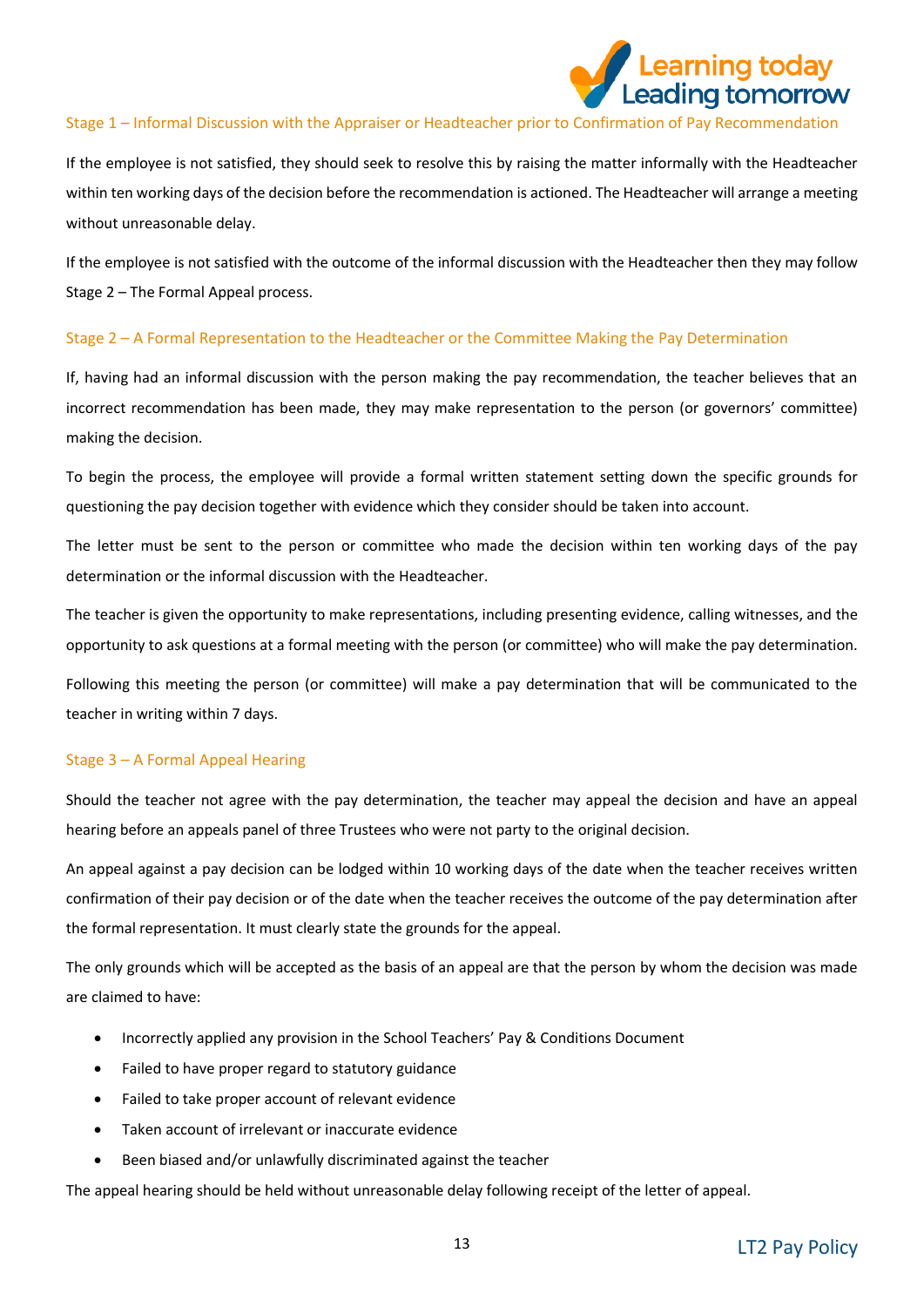### Stage 1 – Informal Discussion with the Appraiser or Headteacher prior to Confirmation of Pay Recommendation

If the employee is not satisfied, they should seek to resolve this by raising the matter informally with the Headteacher within ten working days of the decision before the recommendation is actioned. The Headteacher will arrange a meeting without unreasonable delay.

If the employee is not satisfied with the outcome of the informal discussion with the Headteacher then they may follow Stage 2 – The Formal Appeal process.

### Stage 2 – A Formal Representation to the Headteacher or the Committee Making the Pay Determination

If, having had an informal discussion with the person making the pay recommendation, the teacher believes that an incorrect recommendation has been made, they may make representation to the person (or governors' committee) making the decision.

To begin the process, the employee will provide a formal written statement setting down the specific grounds for questioning the pay decision together with evidence which they consider should be taken into account.

The letter must be sent to the person or committee who made the decision within ten working days of the pay determination or the informal discussion with the Headteacher.

The teacher is given the opportunity to make representations, including presenting evidence, calling witnesses, and the opportunity to ask questions at a formal meeting with the person (or committee) who will make the pay determination.

Following this meeting the person (or committee) will make a pay determination that will be communicated to the teacher in writing within 7 days.

### Stage 3 – A Formal Appeal Hearing

Should the teacher not agree with the pay determination, the teacher may appeal the decision and have an appeal hearing before an appeals panel of three Trustees who were not party to the original decision.

An appeal against a pay decision can be lodged within 10 working days of the date when the teacher receives written confirmation of their pay decision or of the date when the teacher receives the outcome of the pay determination after the formal representation. It must clearly state the grounds for the appeal.

The only grounds which will be accepted as the basis of an appeal are that the person by whom the decision was made are claimed to have:

- Incorrectly applied any provision in the School Teachers' Pay & Conditions Document
- Failed to have proper regard to statutory guidance
- Failed to take proper account of relevant evidence
- Taken account of irrelevant or inaccurate evidence
- Been biased and/or unlawfully discriminated against the teacher

The appeal hearing should be held without unreasonable delay following receipt of the letter of appeal.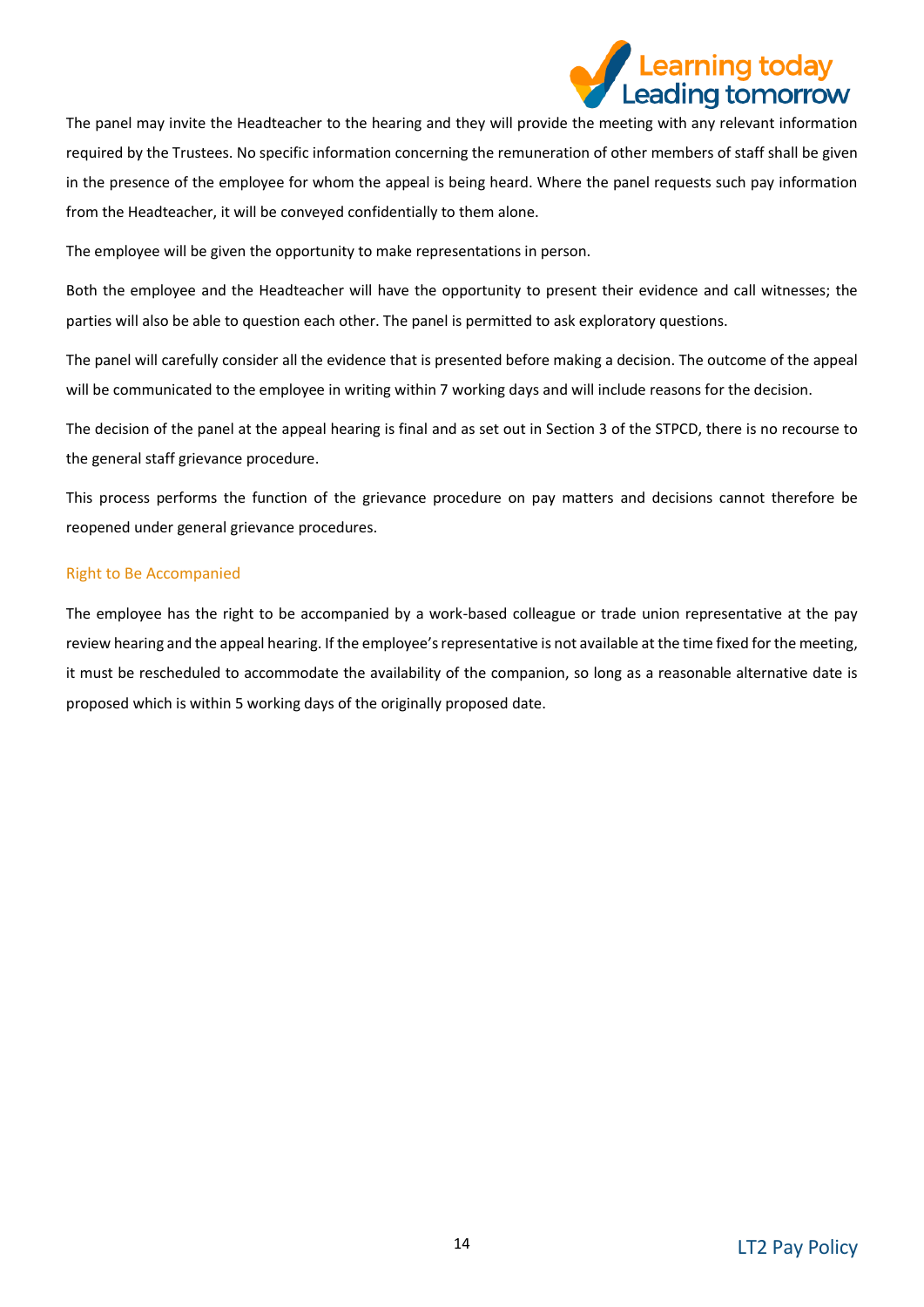The panel may invite the Headteacher to the hearing and they will provide the meeting with any relevant information required by the Trustees. No specific information concerning the remuneration of other members of staff shall be given in the presence of the employee for whom the appeal is being heard. Where the panel requests such pay information from the Headteacher, it will be conveyed confidentially to them alone.

The employee will be given the opportunity to make representations in person.

Both the employee and the Headteacher will have the opportunity to present their evidence and call witnesses; the parties will also be able to question each other. The panel is permitted to ask exploratory questions.

The panel will carefully consider all the evidence that is presented before making a decision. The outcome of the appeal will be communicated to the employee in writing within 7 working days and will include reasons for the decision.

The decision of the panel at the appeal hearing is final and as set out in Section 3 of the STPCD, there is no recourse to the general staff grievance procedure.

This process performs the function of the grievance procedure on pay matters and decisions cannot therefore be reopened under general grievance procedures.

### Right to Be Accompanied

The employee has the right to be accompanied by a work-based colleague or trade union representative at the pay review hearing and the appeal hearing. If the employee's representative is not available at the time fixed for the meeting, it must be rescheduled to accommodate the availability of the companion, so long as a reasonable alternative date is proposed which is within 5 working days of the originally proposed date.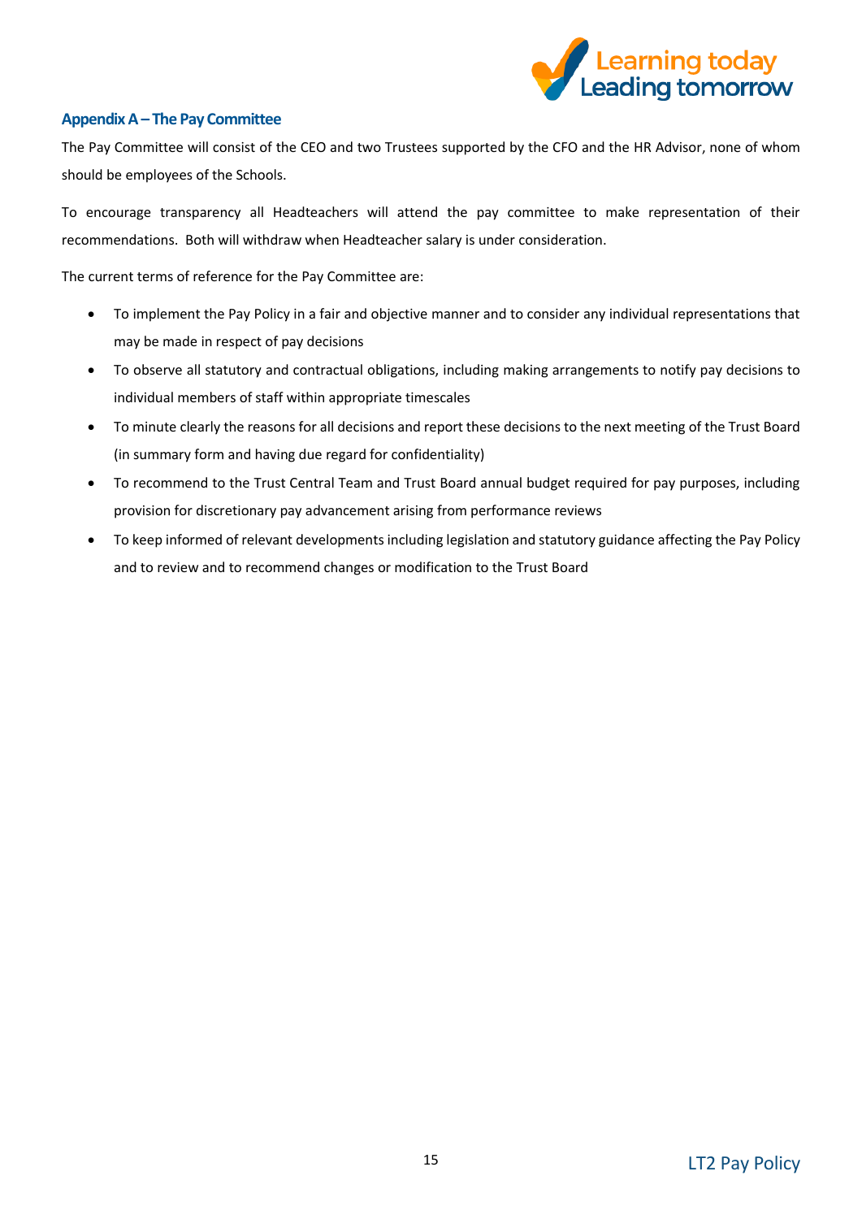## Appendix A – The Pay Committee

The Pay Committee will consist of the CEO and two Trustees supported by the CFO and the HR Advisor, none of whom should be employees of the Schools.

To encourage transparency all Headteachers will attend the pay committee to make representation of their recommendations. Both will withdraw when Headteacher salary is under consideration.

The current terms of reference for the Pay Committee are:

- To implement the Pay Policy in a fair and objective manner and to consider any individual representations that may be made in respect of pay decisions
- To observe all statutory and contractual obligations, including making arrangements to notify pay decisions to individual members of staff within appropriate timescales
- To minute clearly the reasons for all decisions and report these decisions to the next meeting of the Trust Board (in summary form and having due regard for confidentiality)
- To recommend to the Trust Central Team and Trust Board annual budget required for pay purposes, including provision for discretionary pay advancement arising from performance reviews
- To keep informed of relevant developments including legislation and statutory guidance affecting the Pay Policy and to review and to recommend changes or modification to the Trust Board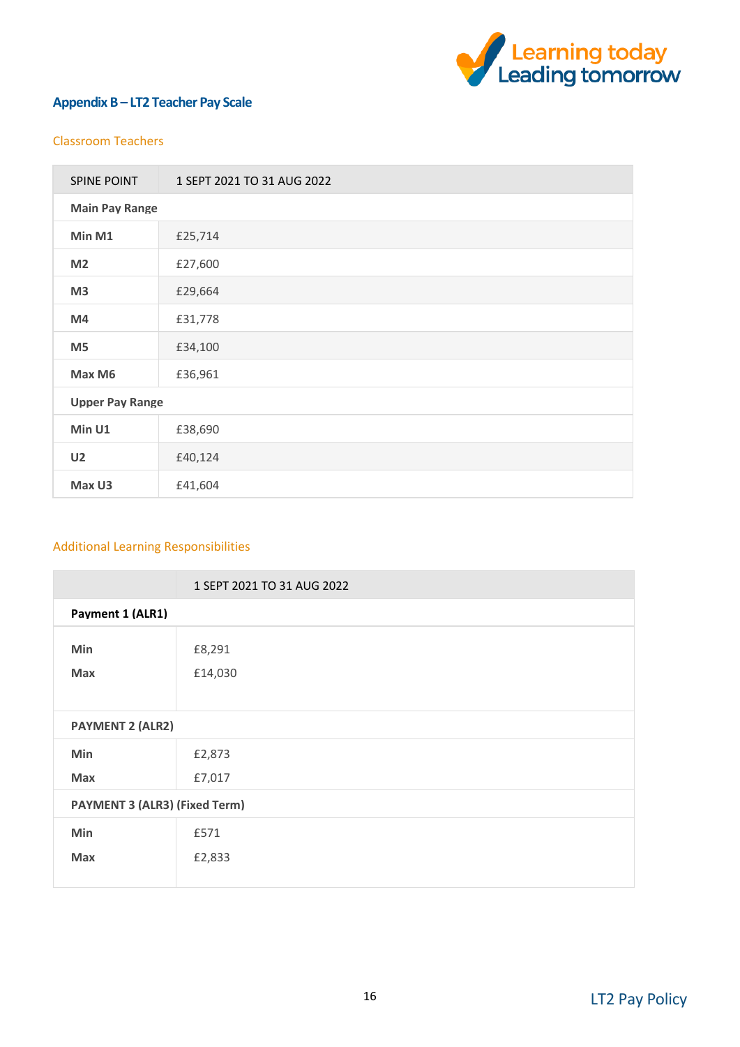## Appendix B – LT2 Teacher Pay Scale

### Classroom Teachers

| SPINE POINT | 1 SEPT 2021 TO 31 AUG 2022 |
|---|---|
| **Main Pay Range** | |
| **Min M1** | £25,714 |
| **M2** | £27,600 |
| **M3** | £29,664 |
| **M4** | £31,778 |
| **M5** | £34,100 |
| **Max M6** | £36,961 |
| **Upper Pay Range** | |
| **Min U1** | £38,690 |
| **U2** | £40,124 |
| **Max U3** | £41,604 |

### Additional Learning Responsibilities

| | 1 SEPT 2021 TO 31 AUG 2022 |
|---|---|
| **Payment 1 (ALR1)** | |
| **Min** | £8,291 |
| **Max** | £14,030 |
| **PAYMENT 2 (ALR2)** | |
| **Min** | £2,873 |
| **Max** | £7,017 |
| **PAYMENT 3 (ALR3) (Fixed Term)** | |
| **Min** | £571 |
| **Max** | £2,833 |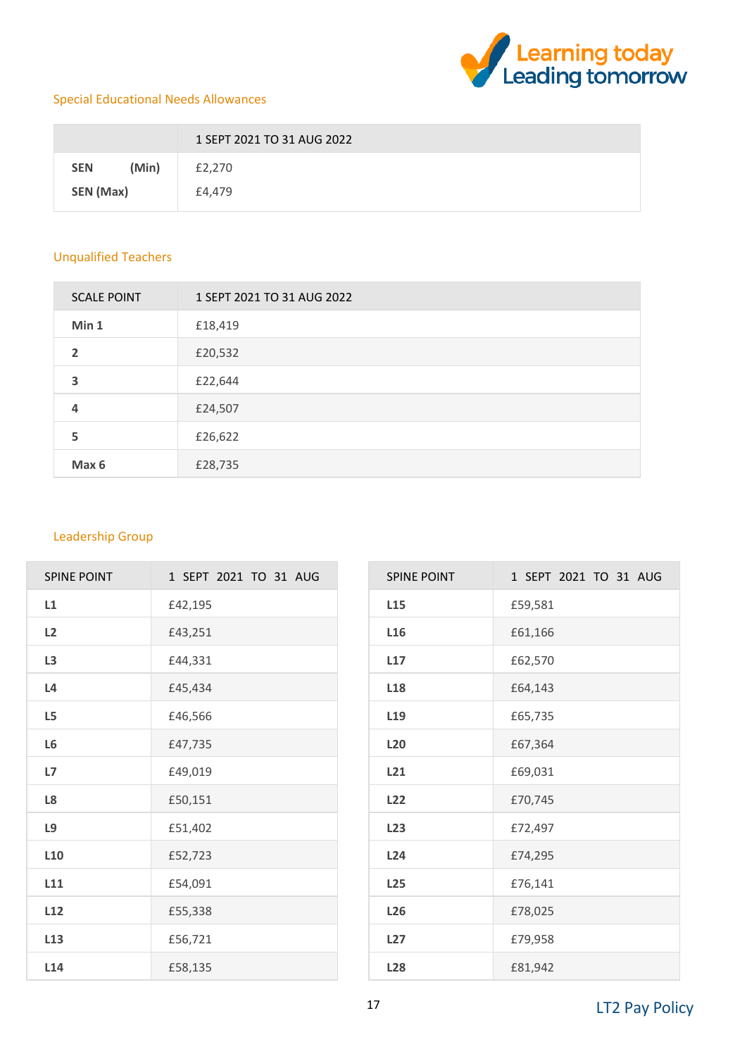## Special Educational Needs Allowances

| | 1 SEPT 2021 TO 31 AUG 2022 |
|---|---|
| **SEN (Min)** | £2,270 |
| **SEN (Max)** | £4,479 |

## Unqualified Teachers

| SCALE POINT | 1 SEPT 2021 TO 31 AUG 2022 |
|---|---|
| **Min 1** | £18,419 |
| **2** | £20,532 |
| **3** | £22,644 |
| **4** | £24,507 |
| **5** | £26,622 |
| **Max 6** | £28,735 |

## Leadership Group

| SPINE POINT | 1 SEPT 2021 TO 31 AUG |
|---|---|
| **L1** | £42,195 |
| **L2** | £43,251 |
| **L3** | £44,331 |
| **L4** | £45,434 |
| **L5** | £46,566 |
| **L6** | £47,735 |
| **L7** | £49,019 |
| **L8** | £50,151 |
| **L9** | £51,402 |
| **L10** | £52,723 |
| **L11** | £54,091 |
| **L12** | £55,338 |
| **L13** | £56,721 |
| **L14** | £58,135 |
| **L15** | £59,581 |
| **L16** | £61,166 |
| **L17** | £62,570 |
| **L18** | £64,143 |
| **L19** | £65,735 |
| **L20** | £67,364 |
| **L21** | £69,031 |
| **L22** | £70,745 |
| **L23** | £72,497 |
| **L24** | £74,295 |
| **L25** | £76,141 |
| **L26** | £78,025 |
| **L27** | £79,958 |
| **L28** | £81,942 |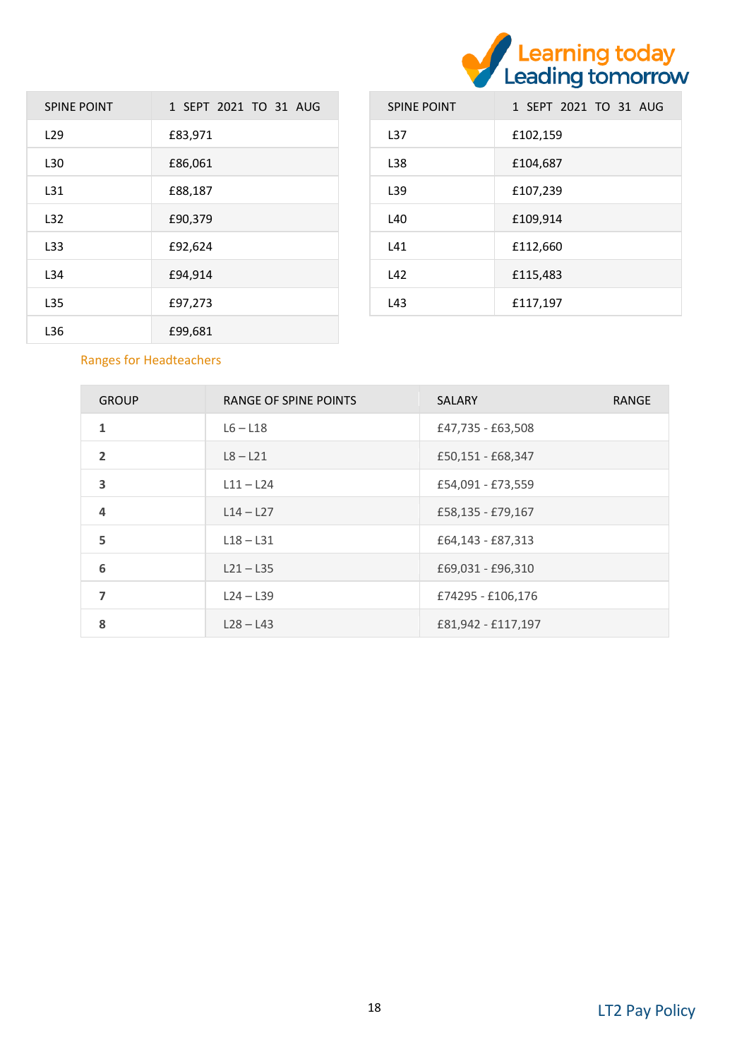| SPINE POINT | 1 SEPT 2021 TO 31 AUG |
|---|---|
| L29 | £83,971 |
| L30 | £86,061 |
| L31 | £88,187 |
| L32 | £90,379 |
| L33 | £92,624 |
| L34 | £94,914 |
| L35 | £97,273 |
| L36 | £99,681 |

| SPINE POINT | 1 SEPT 2021 TO 31 AUG |
|---|---|
| L37 | £102,159 |
| L38 | £104,687 |
| L39 | £107,239 |
| L40 | £109,914 |
| L41 | £112,660 |
| L42 | £115,483 |
| L43 | £117,197 |

Ranges for Headteachers

| GROUP | RANGE OF SPINE POINTS | SALARY RANGE |
|---|---|---|
| **1** | L6 – L18 | £47,735 - £63,508 |
| **2** | L8 – L21 | £50,151 - £68,347 |
| **3** | L11 – L24 | £54,091 - £73,559 |
| **4** | L14 – L27 | £58,135 - £79,167 |
| **5** | L18 – L31 | £64,143 - £87,313 |
| **6** | L21 – L35 | £69,031 - £96,310 |
| **7** | L24 – L39 | £74295 - £106,176 |
| **8** | L28 – L43 | £81,942 - £117,197 |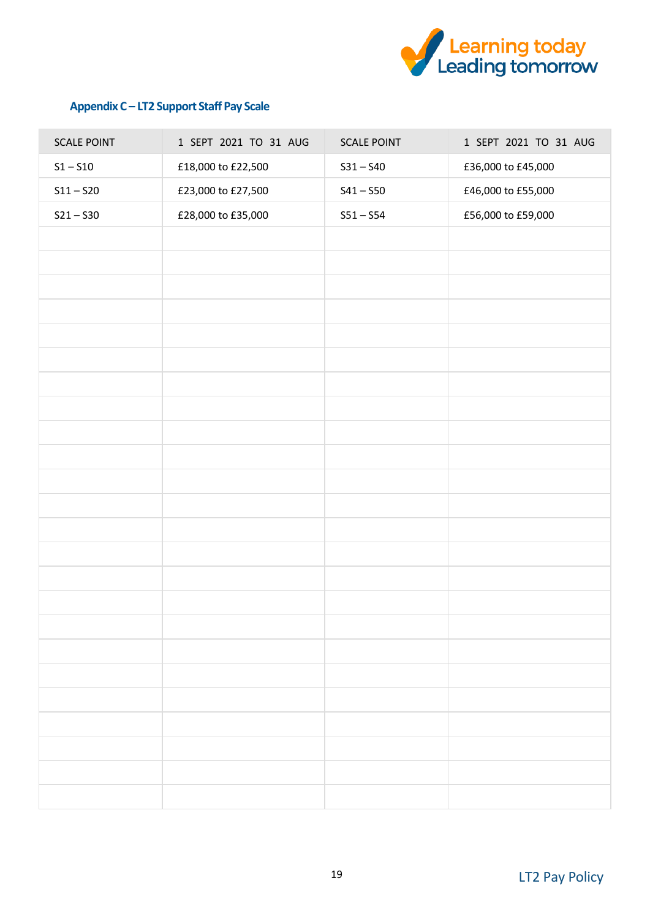### Appendix C – LT2 Support Staff Pay Scale

| SCALE POINT | 1 SEPT 2021 TO 31 AUG | SCALE POINT | 1 SEPT 2021 TO 31 AUG |
|---|---|---|---|
| S1 – S10 | £18,000 to £22,500 | S31 – S40 | £36,000 to £45,000 |
| S11 – S20 | £23,000 to £27,500 | S41 – S50 | £46,000 to £55,000 |
| S21 – S30 | £28,000 to £35,000 | S51 – S54 | £56,000 to £59,000 |